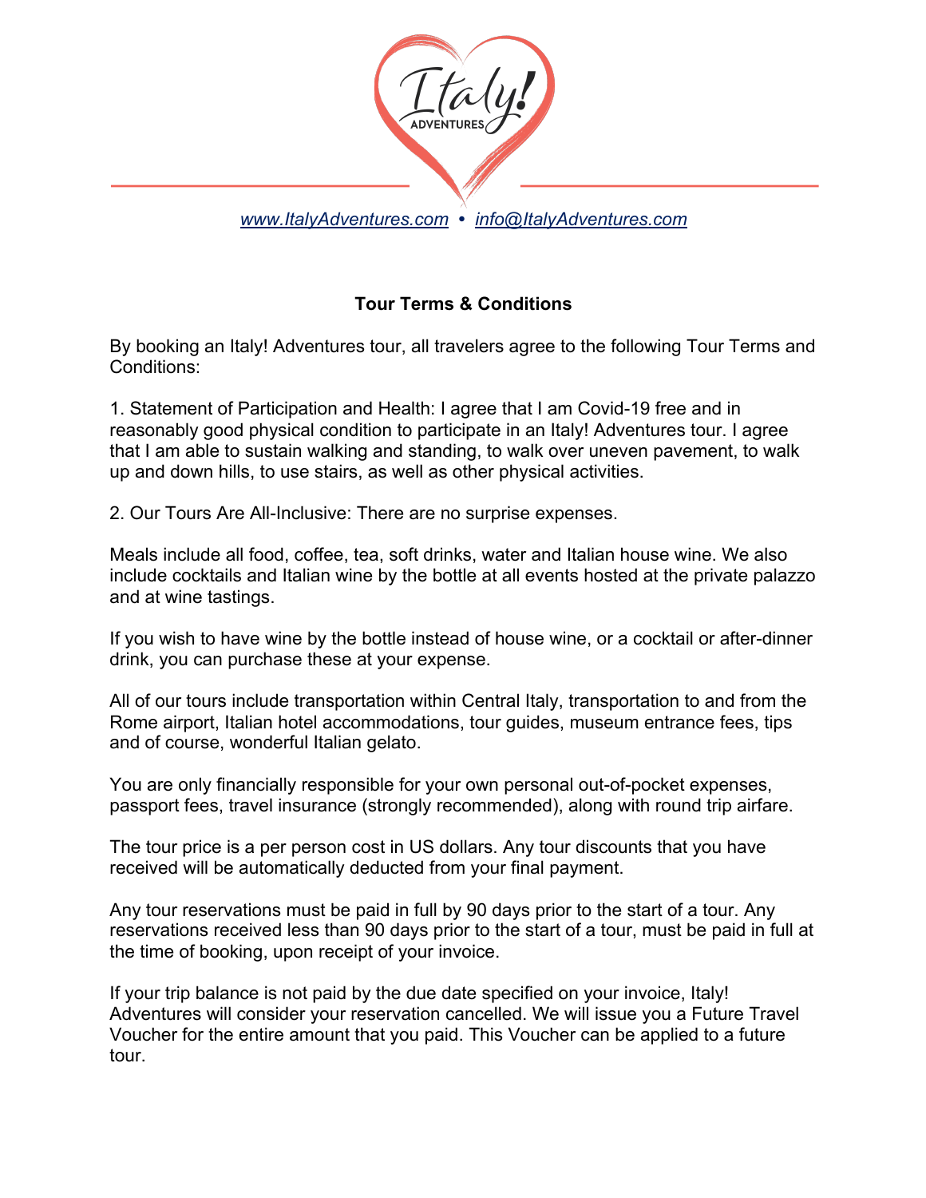Italy! ADVENTURES

www.ItalyAdventures.com • info@ItalyAdventures.com

## Tour Terms & Conditions

By booking an Italy! Adventures tour, all travelers agree to the following Tour Terms and Conditions:

1. Statement of Participation and Health: I agree that I am Covid-19 free and in reasonably good physical condition to participate in an Italy! Adventures tour. I agree that I am able to sustain walking and standing, to walk over uneven pavement, to walk up and down hills, to use stairs, as well as other physical activities.

2. Our Tours Are All-Inclusive: There are no surprise expenses.

Meals include all food, coffee, tea, soft drinks, water and Italian house wine. We also include cocktails and Italian wine by the bottle at all events hosted at the private palazzo and at wine tastings.

If you wish to have wine by the bottle instead of house wine, or a cocktail or after-dinner drink, you can purchase these at your expense.

All of our tours include transportation within Central Italy, transportation to and from the Rome airport, Italian hotel accommodations, tour guides, museum entrance fees, tips and of course, wonderful Italian gelato.

You are only financially responsible for your own personal out-of-pocket expenses, passport fees, travel insurance (strongly recommended), along with round trip airfare.

The tour price is a per person cost in US dollars. Any tour discounts that you have received will be automatically deducted from your final payment.

Any tour reservations must be paid in full by 90 days prior to the start of a tour. Any reservations received less than 90 days prior to the start of a tour, must be paid in full at the time of booking, upon receipt of your invoice.

If your trip balance is not paid by the due date specified on your invoice, Italy! Adventures will consider your reservation cancelled. We will issue you a Future Travel Voucher for the entire amount that you paid. This Voucher can be applied to a future tour.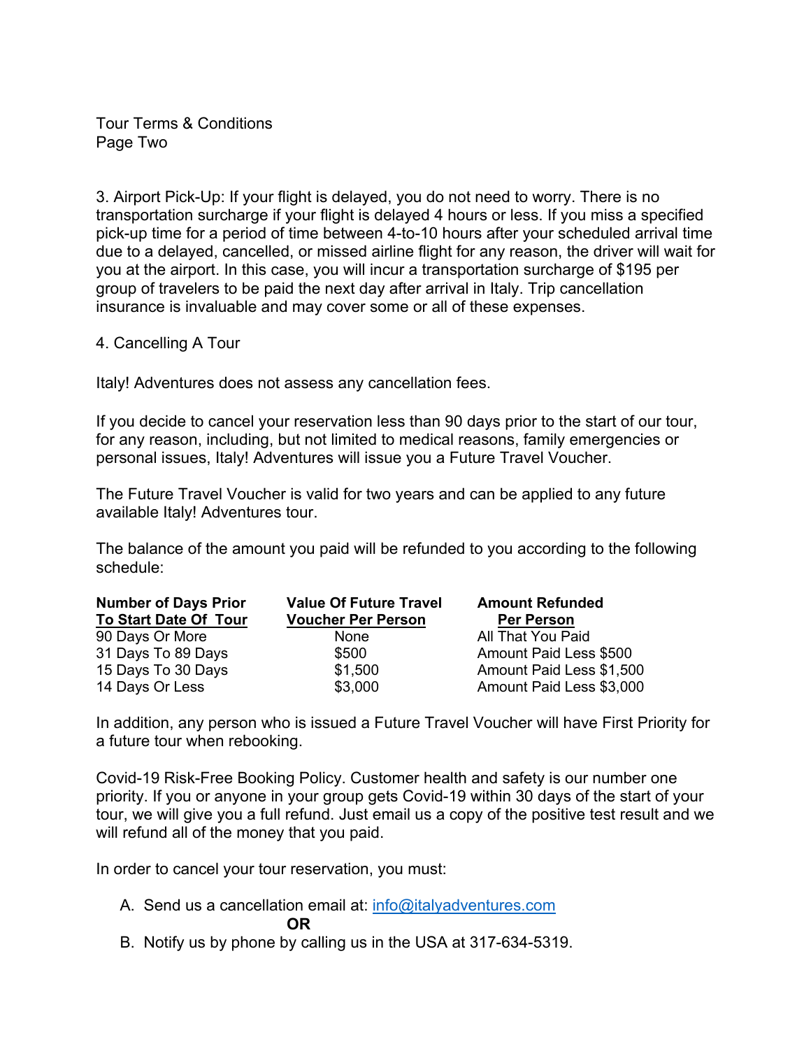3. Airport Pick-Up: If your flight is delayed, you do not need to worry. There is no transportation surcharge if your flight is delayed 4 hours or less. If you miss a specified pick-up time for a period of time between 4-to-10 hours after your scheduled arrival time due to a delayed, cancelled, or missed airline flight for any reason, the driver will wait for you at the airport. In this case, you will incur a transportation surcharge of $195 per group of travelers to be paid the next day after arrival in Italy. Trip cancellation insurance is invaluable and may cover some or all of these expenses.

4. Cancelling A Tour

Italy! Adventures does not assess any cancellation fees.

If you decide to cancel your reservation less than 90 days prior to the start of our tour, for any reason, including, but not limited to medical reasons, family emergencies or personal issues, Italy! Adventures will issue you a Future Travel Voucher.

The Future Travel Voucher is valid for two years and can be applied to any future available Italy! Adventures tour.

The balance of the amount you paid will be refunded to you according to the following schedule:

| Number of Days Prior To Start Date Of Tour | Value Of Future Travel Voucher Per Person | Amount Refunded Per Person |
|---|---|---|
| 90 Days Or More | None | All That You Paid |
| 31 Days To 89 Days | $500 | Amount Paid Less $500 |
| 15 Days To 30 Days | $1,500 | Amount Paid Less $1,500 |
| 14 Days Or Less | $3,000 | Amount Paid Less $3,000 |

In addition, any person who is issued a Future Travel Voucher will have First Priority for a future tour when rebooking.

Covid-19 Risk-Free Booking Policy. Customer health and safety is our number one priority. If you or anyone in your group gets Covid-19 within 30 days of the start of your tour, we will give you a full refund. Just email us a copy of the positive test result and we will refund all of the money that you paid.

In order to cancel your tour reservation, you must:

A. Send us a cancellation email at: info@italyadventures.com

**OR**

B. Notify us by phone by calling us in the USA at 317-634-5319.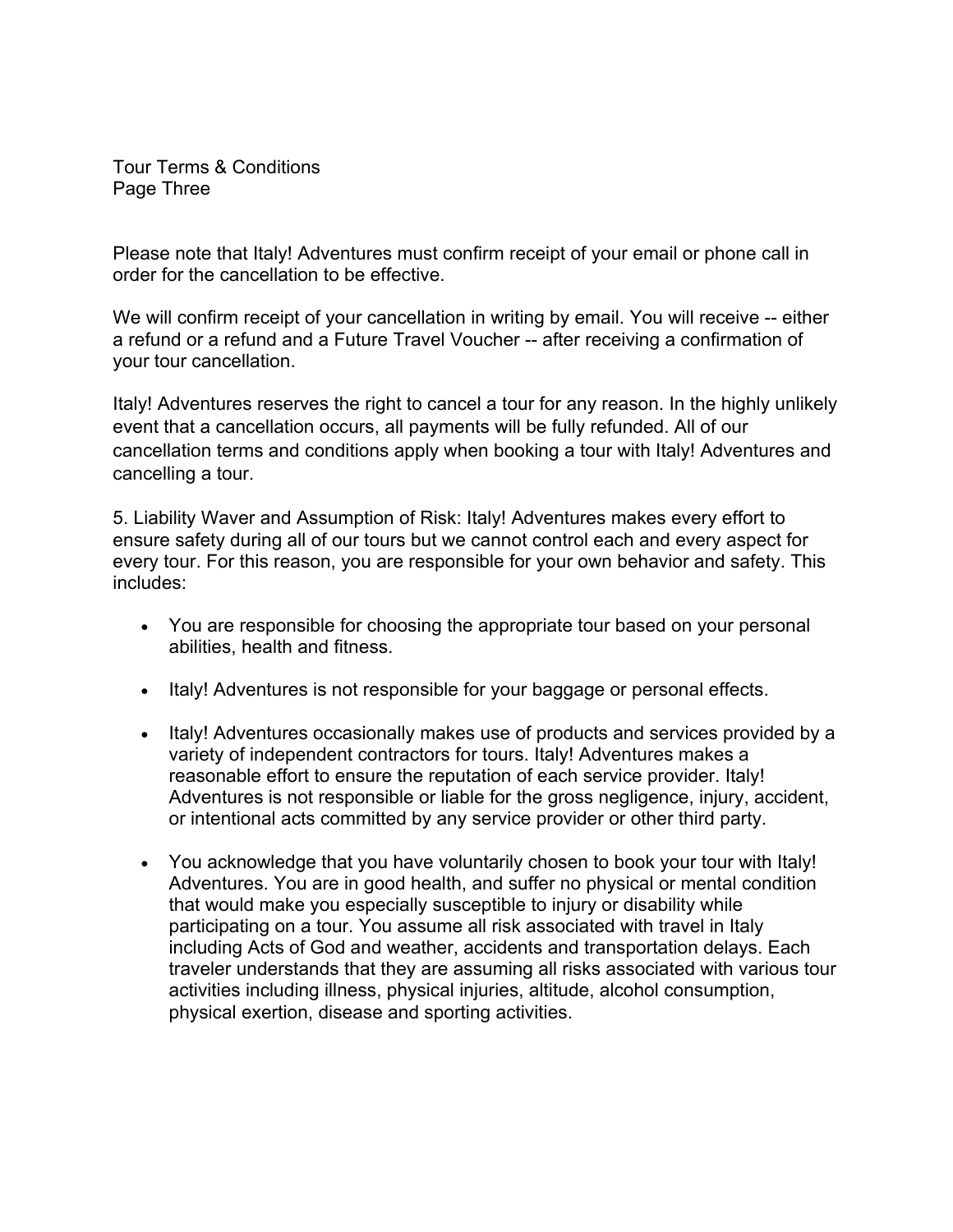Tour Terms & Conditions
Page Three

Please note that Italy! Adventures must confirm receipt of your email or phone call in order for the cancellation to be effective.

We will confirm receipt of your cancellation in writing by email. You will receive -- either a refund or a refund and a Future Travel Voucher -- after receiving a confirmation of your tour cancellation.

Italy! Adventures reserves the right to cancel a tour for any reason. In the highly unlikely event that a cancellation occurs, all payments will be fully refunded. All of our cancellation terms and conditions apply when booking a tour with Italy! Adventures and cancelling a tour.

5. Liability Waver and Assumption of Risk: Italy! Adventures makes every effort to ensure safety during all of our tours but we cannot control each and every aspect for every tour. For this reason, you are responsible for your own behavior and safety. This includes:

- You are responsible for choosing the appropriate tour based on your personal abilities, health and fitness.
- Italy! Adventures is not responsible for your baggage or personal effects.
- Italy! Adventures occasionally makes use of products and services provided by a variety of independent contractors for tours. Italy! Adventures makes a reasonable effort to ensure the reputation of each service provider. Italy! Adventures is not responsible or liable for the gross negligence, injury, accident, or intentional acts committed by any service provider or other third party.
- You acknowledge that you have voluntarily chosen to book your tour with Italy! Adventures. You are in good health, and suffer no physical or mental condition that would make you especially susceptible to injury or disability while participating on a tour. You assume all risk associated with travel in Italy including Acts of God and weather, accidents and transportation delays. Each traveler understands that they are assuming all risks associated with various tour activities including illness, physical injuries, altitude, alcohol consumption, physical exertion, disease and sporting activities.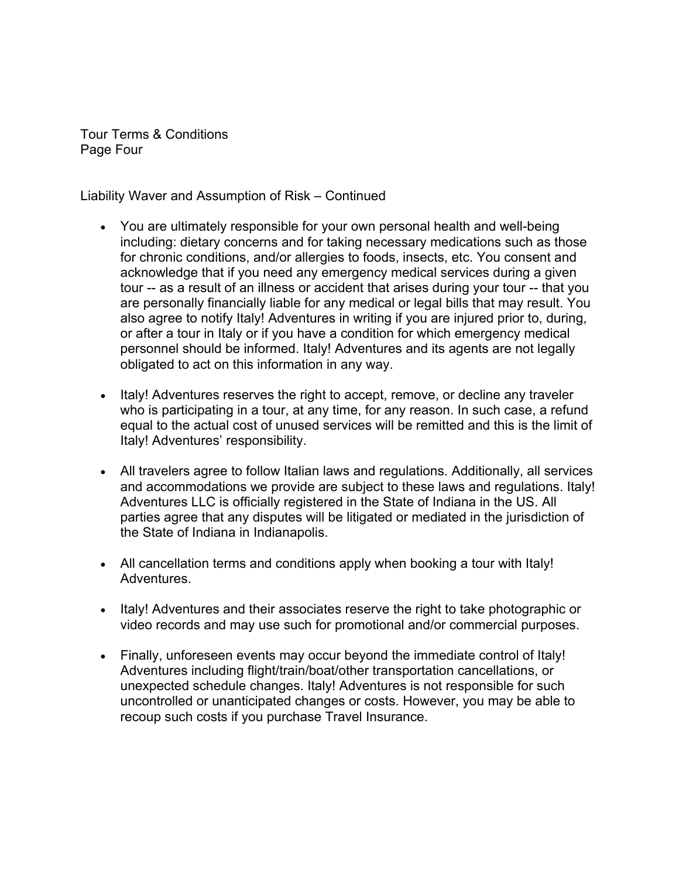Tour Terms & Conditions
Page Four

Liability Waver and Assumption of Risk – Continued

- You are ultimately responsible for your own personal health and well-being including: dietary concerns and for taking necessary medications such as those for chronic conditions, and/or allergies to foods, insects, etc. You consent and acknowledge that if you need any emergency medical services during a given tour -- as a result of an illness or accident that arises during your tour -- that you are personally financially liable for any medical or legal bills that may result. You also agree to notify Italy! Adventures in writing if you are injured prior to, during, or after a tour in Italy or if you have a condition for which emergency medical personnel should be informed. Italy! Adventures and its agents are not legally obligated to act on this information in any way.

- Italy! Adventures reserves the right to accept, remove, or decline any traveler who is participating in a tour, at any time, for any reason. In such case, a refund equal to the actual cost of unused services will be remitted and this is the limit of Italy! Adventures' responsibility.

- All travelers agree to follow Italian laws and regulations. Additionally, all services and accommodations we provide are subject to these laws and regulations. Italy! Adventures LLC is officially registered in the State of Indiana in the US. All parties agree that any disputes will be litigated or mediated in the jurisdiction of the State of Indiana in Indianapolis.

- All cancellation terms and conditions apply when booking a tour with Italy! Adventures.

- Italy! Adventures and their associates reserve the right to take photographic or video records and may use such for promotional and/or commercial purposes.

- Finally, unforeseen events may occur beyond the immediate control of Italy! Adventures including flight/train/boat/other transportation cancellations, or unexpected schedule changes. Italy! Adventures is not responsible for such uncontrolled or unanticipated changes or costs. However, you may be able to recoup such costs if you purchase Travel Insurance.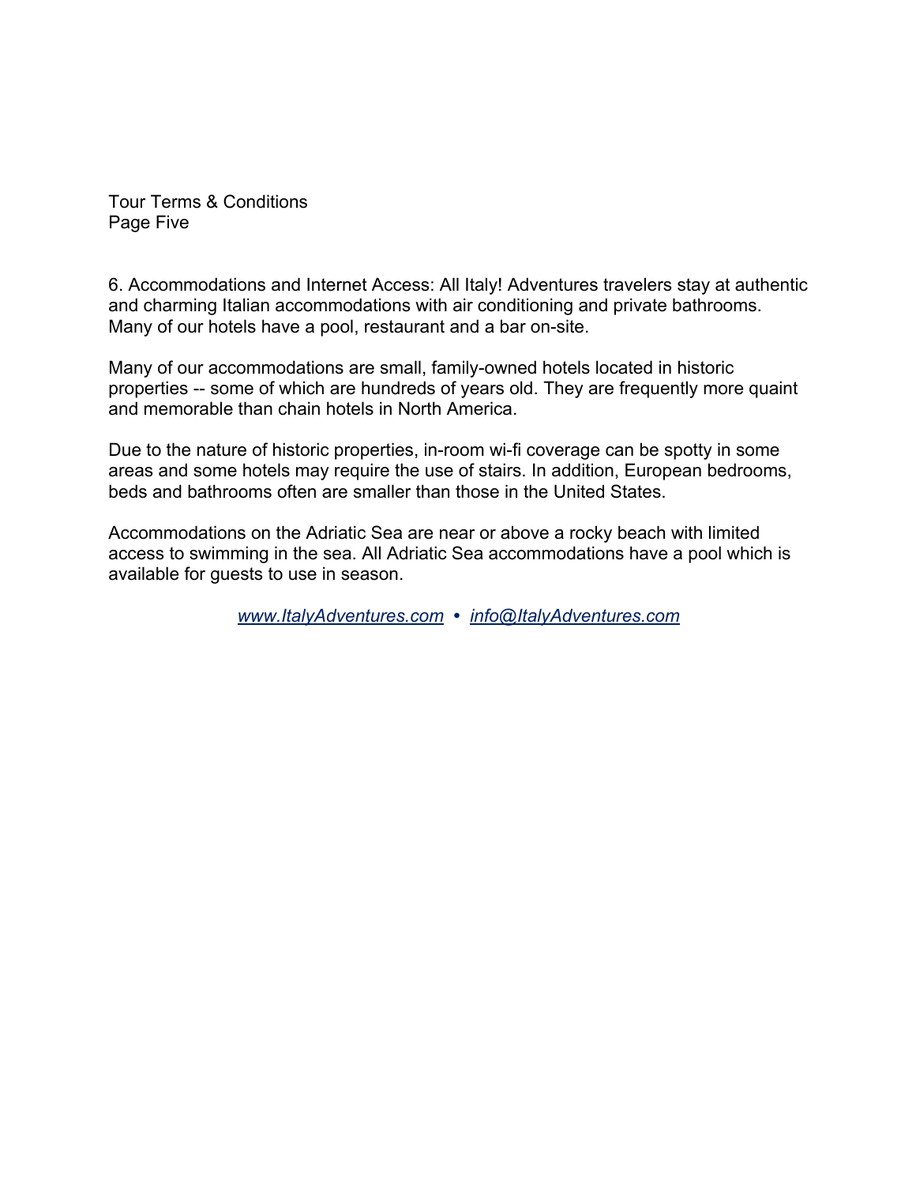6. Accommodations and Internet Access: All Italy! Adventures travelers stay at authentic and charming Italian accommodations with air conditioning and private bathrooms. Many of our hotels have a pool, restaurant and a bar on-site.

Many of our accommodations are small, family-owned hotels located in historic properties -- some of which are hundreds of years old. They are frequently more quaint and memorable than chain hotels in North America.

Due to the nature of historic properties, in-room wi-fi coverage can be spotty in some areas and some hotels may require the use of stairs. In addition, European bedrooms, beds and bathrooms often are smaller than those in the United States.

Accommodations on the Adriatic Sea are near or above a rocky beach with limited access to swimming in the sea. All Adriatic Sea accommodations have a pool which is available for guests to use in season.

*www.ItalyAdventures.com* • *info@ItalyAdventures.com*